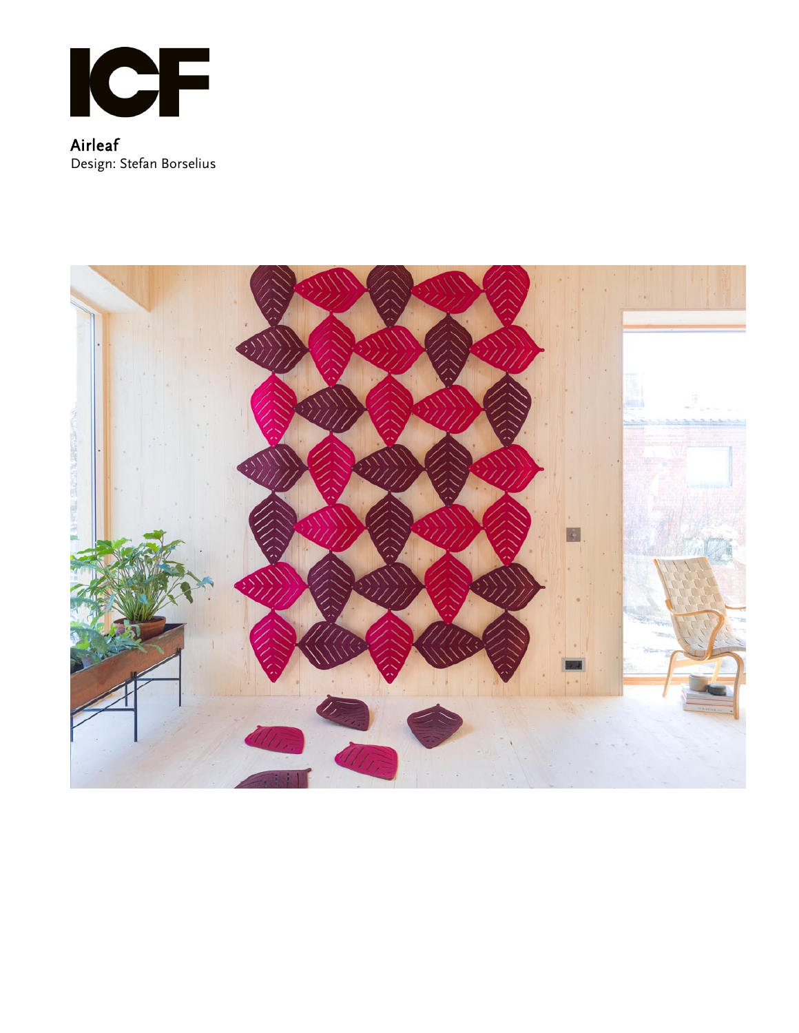ICF

# Airleaf

Design: Stefan Borselius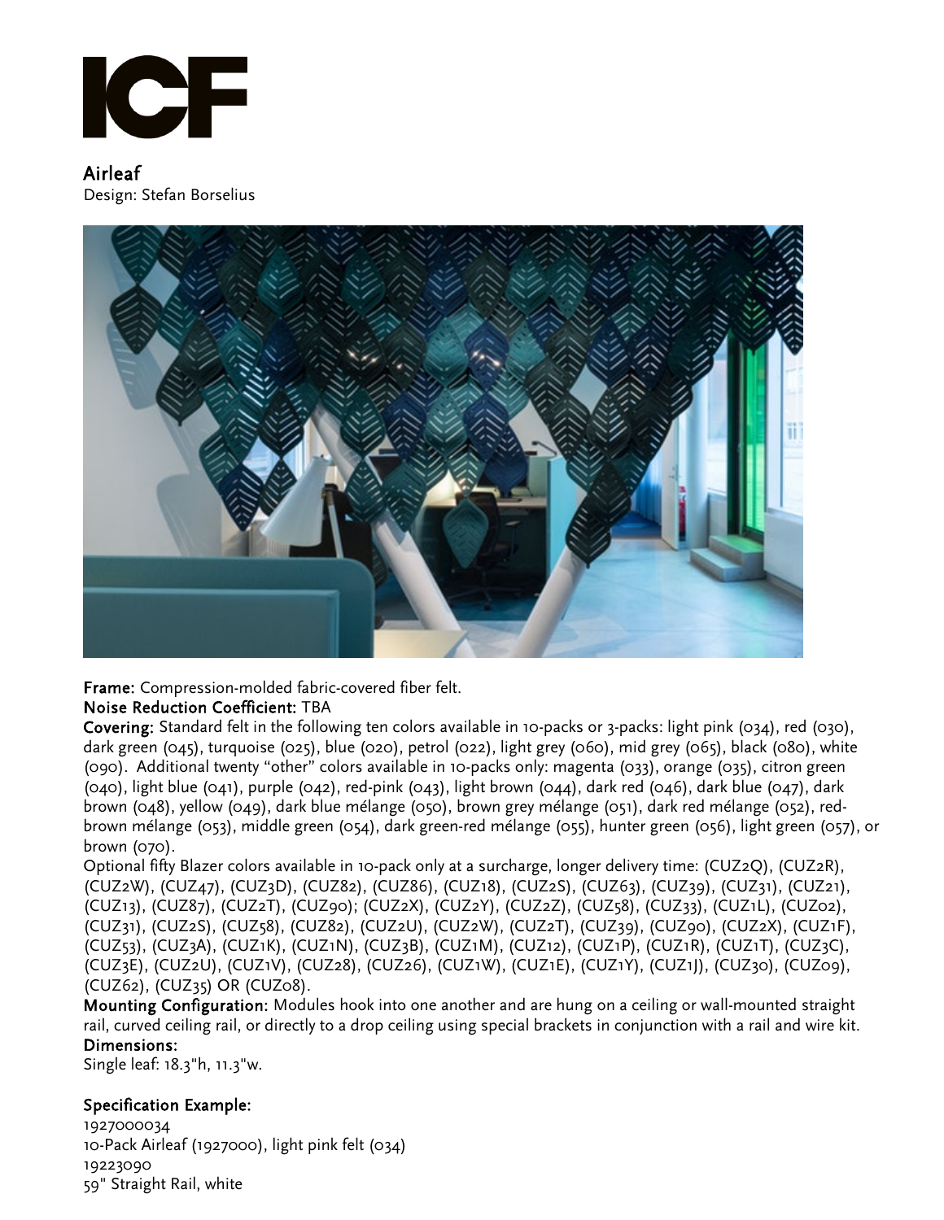# ICF

## Airleaf

Design: Stefan Borselius

**Frame:** Compression-molded fabric-covered fiber felt.

**Noise Reduction Coefficient:** TBA

**Covering:** Standard felt in the following ten colors available in 10-packs or 3-packs: light pink (034), red (030), dark green (045), turquoise (025), blue (020), petrol (022), light grey (060), mid grey (065), black (080), white (090). Additional twenty "other" colors available in 10-packs only: magenta (033), orange (035), citron green (040), light blue (041), purple (042), red-pink (043), light brown (044), dark red (046), dark blue (047), dark brown (048), yellow (049), dark blue mélange (050), brown grey mélange (051), dark red mélange (052), red-brown mélange (053), middle green (054), dark green-red mélange (055), hunter green (056), light green (057), or brown (070).

Optional fifty Blazer colors available in 10-pack only at a surcharge, longer delivery time: (CUZ2Q), (CUZ2R), (CUZ2W), (CUZ47), (CUZ3D), (CUZ82), (CUZ86), (CUZ18), (CUZ2S), (CUZ63), (CUZ39), (CUZ31), (CUZ21), (CUZ13), (CUZ87), (CUZ2T), (CUZ90); (CUZ2X), (CUZ2Y), (CUZ2Z), (CUZ58), (CUZ33), (CUZ1L), (CUZ02), (CUZ31), (CUZ2S), (CUZ58), (CUZ82), (CUZ2U), (CUZ2W), (CUZ2T), (CUZ39), (CUZ90), (CUZ2X), (CUZ1F), (CUZ53), (CUZ3A), (CUZ1K), (CUZ1N), (CUZ3B), (CUZ1M), (CUZ12), (CUZ1P), (CUZ1R), (CUZ1T), (CUZ3C), (CUZ3E), (CUZ2U), (CUZ1V), (CUZ28), (CUZ26), (CUZ1W), (CUZ1E), (CUZ1Y), (CUZ1J), (CUZ30), (CUZ09), (CUZ62), (CUZ35) OR (CUZ08).

**Mounting Configuration:** Modules hook into one another and are hung on a ceiling or wall-mounted straight rail, curved ceiling rail, or directly to a drop ceiling using special brackets in conjunction with a rail and wire kit.

**Dimensions:**

Single leaf: 18.3"h, 11.3"w.

**Specification Example:**

1927000034
10-Pack Airleaf (1927000), light pink felt (034)
19223090
59" Straight Rail, white